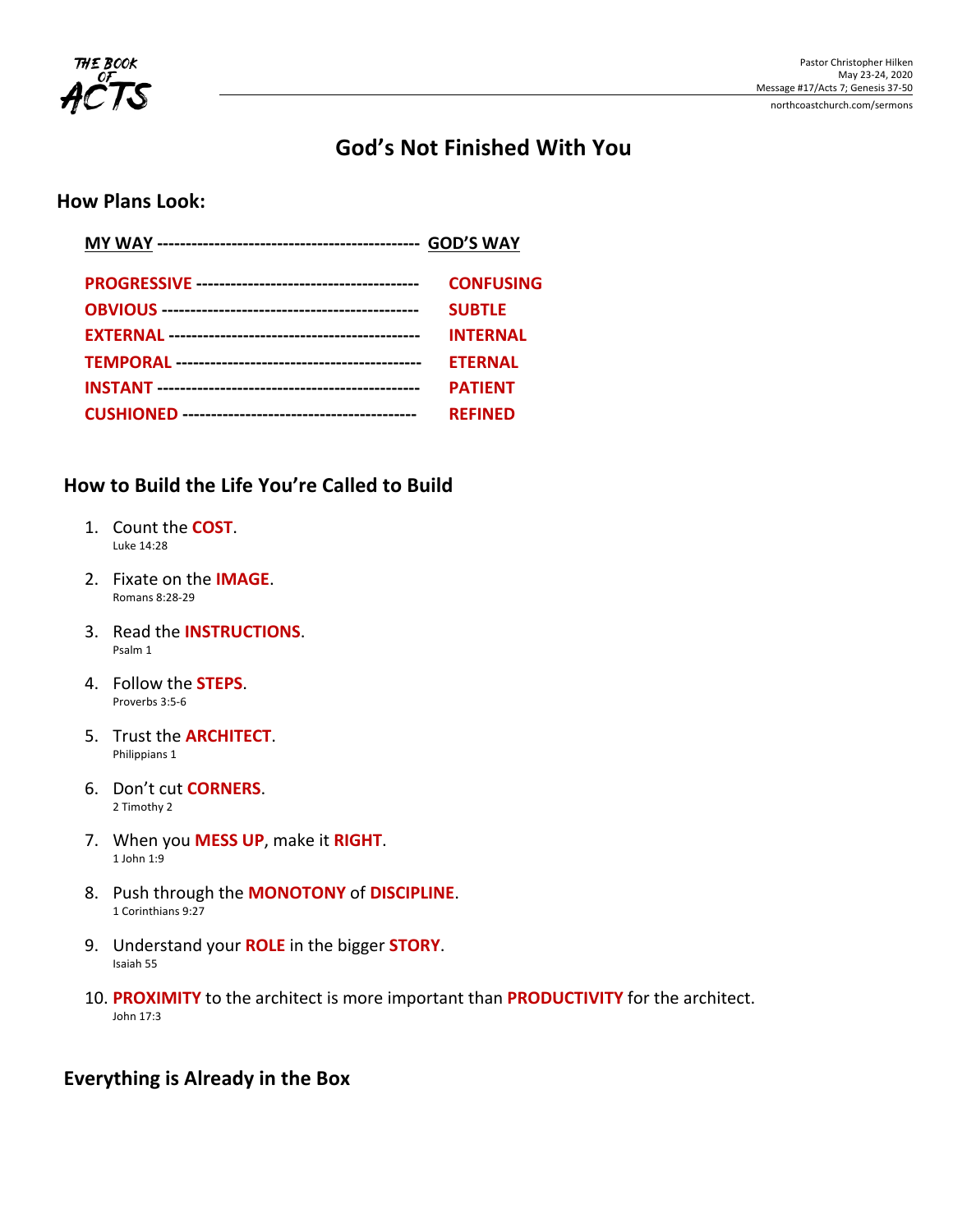Pastor Christopher Hilken
May 23-24, 2020
Message #17/Acts 7; Genesis 37-50
northcoastchurch.com/sermons

# God's Not Finished With You

## How Plans Look:

| MY WAY | GOD'S WAY |
| --- | --- |
| **PROGRESSIVE** | **CONFUSING** |
| **OBVIOUS** | **SUBTLE** |
| **EXTERNAL** | **INTERNAL** |
| **TEMPORAL** | **ETERNAL** |
| **INSTANT** | **PATIENT** |
| **CUSHIONED** | **REFINED** |

## How to Build the Life You're Called to Build

1. Count the **COST**.
   Luke 14:28

2. Fixate on the **IMAGE**.
   Romans 8:28-29

3. Read the **INSTRUCTIONS**.
   Psalm 1

4. Follow the **STEPS**.
   Proverbs 3:5-6

5. Trust the **ARCHITECT**.
   Philippians 1

6. Don't cut **CORNERS**.
   2 Timothy 2

7. When you **MESS UP**, make it **RIGHT**.
   1 John 1:9

8. Push through the **MONOTONY** of **DISCIPLINE**.
   1 Corinthians 9:27

9. Understand your **ROLE** in the bigger **STORY**.
   Isaiah 55

10. **PROXIMITY** to the architect is more important than **PRODUCTIVITY** for the architect.
    John 17:3

## Everything is Already in the Box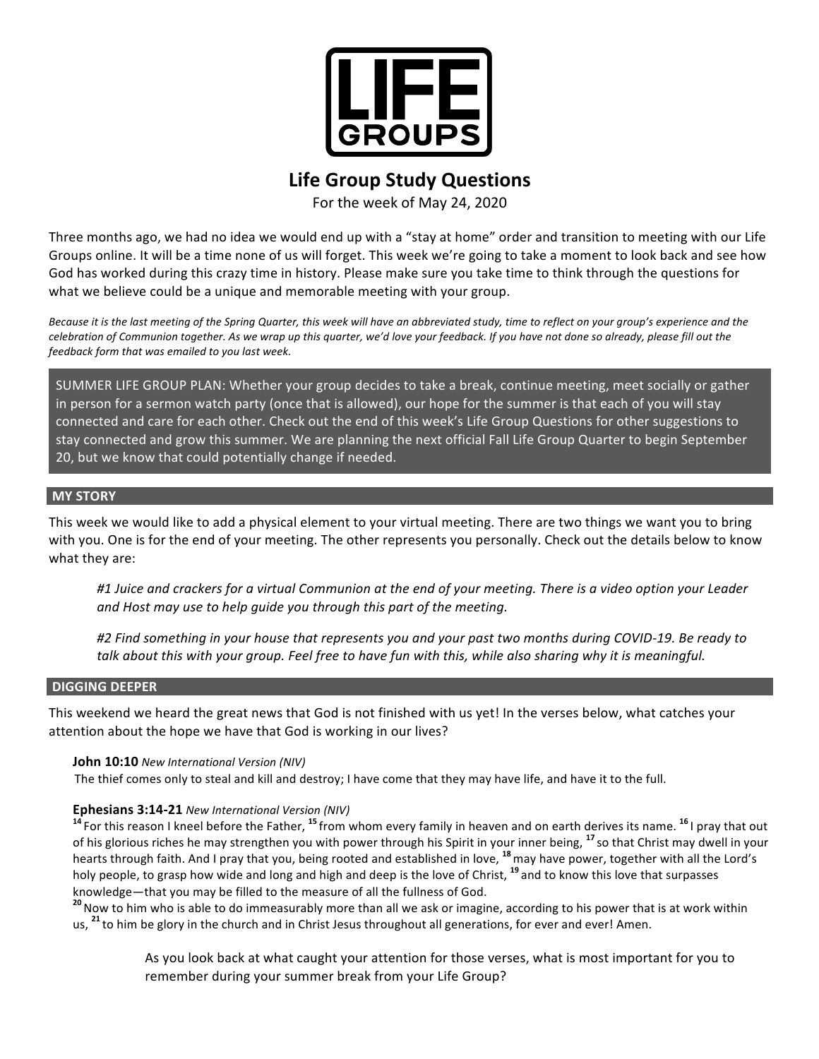# LIFE GROUPS

## Life Group Study Questions

For the week of May 24, 2020

Three months ago, we had no idea we would end up with a "stay at home" order and transition to meeting with our Life Groups online. It will be a time none of us will forget. This week we're going to take a moment to look back and see how God has worked during this crazy time in history. Please make sure you take time to think through the questions for what we believe could be a unique and memorable meeting with your group.

*Because it is the last meeting of the Spring Quarter, this week will have an abbreviated study, time to reflect on your group's experience and the celebration of Communion together. As we wrap up this quarter, we'd love your feedback. If you have not done so already, please fill out the feedback form that was emailed to you last week.*

SUMMER LIFE GROUP PLAN: Whether your group decides to take a break, continue meeting, meet socially or gather in person for a sermon watch party (once that is allowed), our hope for the summer is that each of you will stay connected and care for each other. Check out the end of this week's Life Group Questions for other suggestions to stay connected and grow this summer. We are planning the next official Fall Life Group Quarter to begin September 20, but we know that could potentially change if needed.

### MY STORY

This week we would like to add a physical element to your virtual meeting. There are two things we want you to bring with you. One is for the end of your meeting. The other represents you personally. Check out the details below to know what they are:

> *#1 Juice and crackers for a virtual Communion at the end of your meeting. There is a video option your Leader and Host may use to help guide you through this part of the meeting.*
>
> *#2 Find something in your house that represents you and your past two months during COVID-19. Be ready to talk about this with your group. Feel free to have fun with this, while also sharing why it is meaningful.*

### DIGGING DEEPER

This weekend we heard the great news that God is not finished with us yet! In the verses below, what catches your attention about the hope we have that God is working in our lives?

**John 10:10** *New International Version (NIV)*

The thief comes only to steal and kill and destroy; I have come that they may have life, and have it to the full.

**Ephesians 3:14-21** *New International Version (NIV)*

[14] For this reason I kneel before the Father, [15] from whom every family in heaven and on earth derives its name. [16] I pray that out of his glorious riches he may strengthen you with power through his Spirit in your inner being, [17] so that Christ may dwell in your hearts through faith. And I pray that you, being rooted and established in love, [18] may have power, together with all the Lord's holy people, to grasp how wide and long and high and deep is the love of Christ, [19] and to know this love that surpasses knowledge—that you may be filled to the measure of all the fullness of God.

[20] Now to him who is able to do immeasurably more than all we ask or imagine, according to his power that is at work within us, [21] to him be glory in the church and in Christ Jesus throughout all generations, for ever and ever! Amen.

> As you look back at what caught your attention for those verses, what is most important for you to remember during your summer break from your Life Group?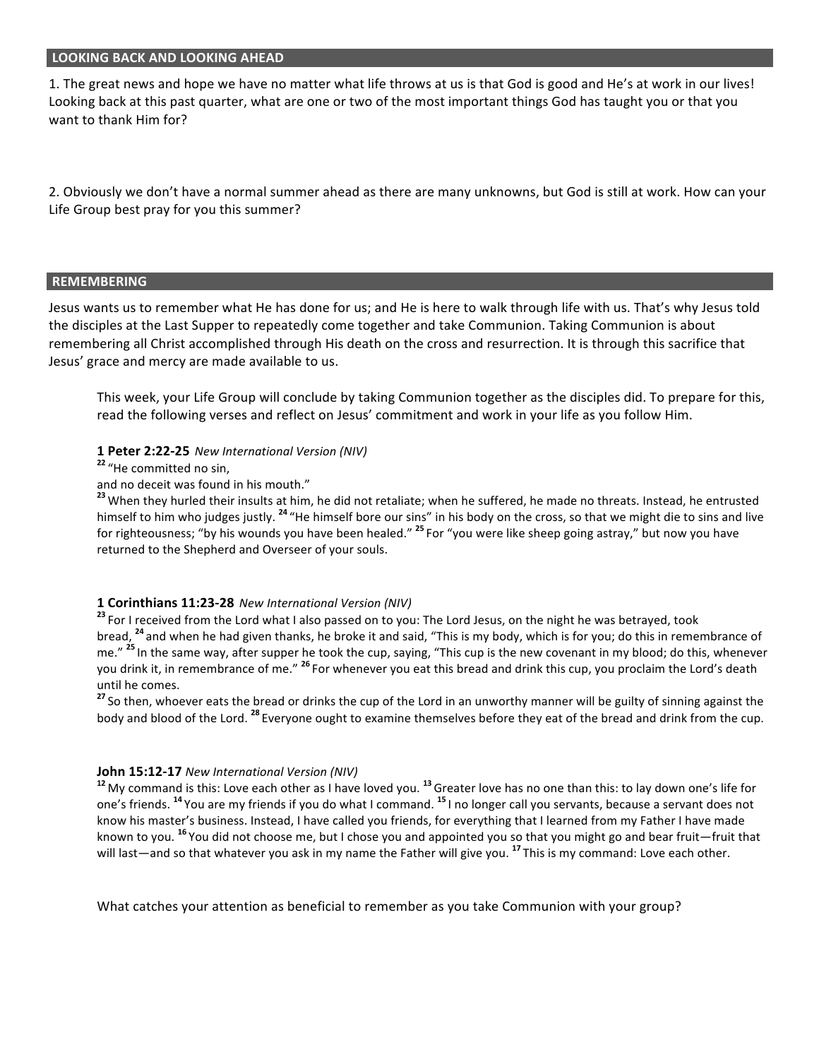## LOOKING BACK AND LOOKING AHEAD

1. The great news and hope we have no matter what life throws at us is that God is good and He's at work in our lives! Looking back at this past quarter, what are one or two of the most important things God has taught you or that you want to thank Him for?

2. Obviously we don't have a normal summer ahead as there are many unknowns, but God is still at work. How can your Life Group best pray for you this summer?

## REMEMBERING

Jesus wants us to remember what He has done for us; and He is here to walk through life with us. That's why Jesus told the disciples at the Last Supper to repeatedly come together and take Communion. Taking Communion is about remembering all Christ accomplished through His death on the cross and resurrection. It is through this sacrifice that Jesus' grace and mercy are made available to us.

This week, your Life Group will conclude by taking Communion together as the disciples did. To prepare for this, read the following verses and reflect on Jesus' commitment and work in your life as you follow Him.

**1 Peter 2:22-25** *New International Version (NIV)*

[22] "He committed no sin,
and no deceit was found in his mouth."
[23] When they hurled their insults at him, he did not retaliate; when he suffered, he made no threats. Instead, he entrusted himself to him who judges justly. [24] "He himself bore our sins" in his body on the cross, so that we might die to sins and live for righteousness; "by his wounds you have been healed." [25] For "you were like sheep going astray," but now you have returned to the Shepherd and Overseer of your souls.

**1 Corinthians 11:23-28** *New International Version (NIV)*

[23] For I received from the Lord what I also passed on to you: The Lord Jesus, on the night he was betrayed, took bread, [24] and when he had given thanks, he broke it and said, "This is my body, which is for you; do this in remembrance of me." [25] In the same way, after supper he took the cup, saying, "This cup is the new covenant in my blood; do this, whenever you drink it, in remembrance of me." [26] For whenever you eat this bread and drink this cup, you proclaim the Lord's death until he comes.
[27] So then, whoever eats the bread or drinks the cup of the Lord in an unworthy manner will be guilty of sinning against the body and blood of the Lord. [28] Everyone ought to examine themselves before they eat of the bread and drink from the cup.

**John 15:12-17** *New International Version (NIV)*

[12] My command is this: Love each other as I have loved you. [13] Greater love has no one than this: to lay down one's life for one's friends. [14] You are my friends if you do what I command. [15] I no longer call you servants, because a servant does not know his master's business. Instead, I have called you friends, for everything that I learned from my Father I have made known to you. [16] You did not choose me, but I chose you and appointed you so that you might go and bear fruit—fruit that will last—and so that whatever you ask in my name the Father will give you. [17] This is my command: Love each other.

What catches your attention as beneficial to remember as you take Communion with your group?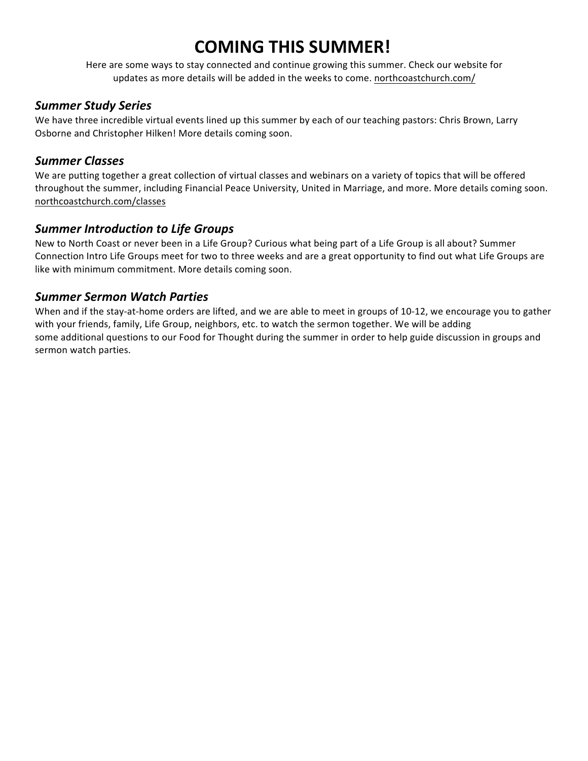# COMING THIS SUMMER!

Here are some ways to stay connected and continue growing this summer. Check our website for updates as more details will be added in the weeks to come. northcoastchurch.com/

## *Summer Study Series*

We have three incredible virtual events lined up this summer by each of our teaching pastors: Chris Brown, Larry Osborne and Christopher Hilken! More details coming soon.

## *Summer Classes*

We are putting together a great collection of virtual classes and webinars on a variety of topics that will be offered throughout the summer, including Financial Peace University, United in Marriage, and more. More details coming soon. northcoastchurch.com/classes

## *Summer Introduction to Life Groups*

New to North Coast or never been in a Life Group? Curious what being part of a Life Group is all about? Summer Connection Intro Life Groups meet for two to three weeks and are a great opportunity to find out what Life Groups are like with minimum commitment. More details coming soon.

## *Summer Sermon Watch Parties*

When and if the stay-at-home orders are lifted, and we are able to meet in groups of 10-12, we encourage you to gather with your friends, family, Life Group, neighbors, etc. to watch the sermon together. We will be adding some additional questions to our Food for Thought during the summer in order to help guide discussion in groups and sermon watch parties.